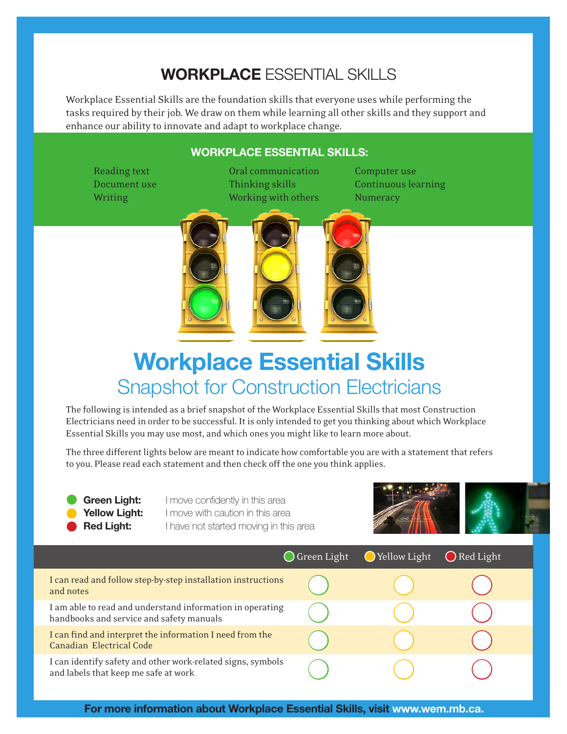# **WORKPLACE** ESSENTIAL SKILLS

Workplace Essential Skills are the foundation skills that everyone uses while performing the tasks required by their job. We draw on them while learning all other skills and they support and enhance our ability to innovate and adapt to workplace change.

### WORKPLACE ESSENTIAL SKILLS:

- Reading text
- Document use
- Writing
- Oral communication
- Thinking skills
- Working with others
- Computer use
- Continuous learning
- Numeracy

# Workplace Essential Skills

## Snapshot for Construction Electricians

The following is intended as a brief snapshot of the Workplace Essential Skills that most Construction Electricians need in order to be successful. It is only intended to get you thinking about which Workplace Essential Skills you may use most, and which ones you might like to learn more about.

The three different lights below are meant to indicate how comfortable you are with a statement that refers to you. Please read each statement and then check off the one you think applies.

- **Green Light:** I move confidently in this area
- **Yellow Light:** I move with caution in this area
- **Red Light:** I have not started moving in this area

| | Green Light | Yellow Light | Red Light |
|---|---|---|---|
| I can read and follow step-by-step installation instructions and notes | ○ | ○ | ○ |
| I am able to read and understand information in operating handbooks and service and safety manuals | ○ | ○ | ○ |
| I can find and interpret the information I need from the Canadian Electrical Code | ○ | ○ | ○ |
| I can identify safety and other work-related signs, symbols and labels that keep me safe at work | ○ | ○ | ○ |

**For more information about Workplace Essential Skills, visit www.wem.mb.ca.**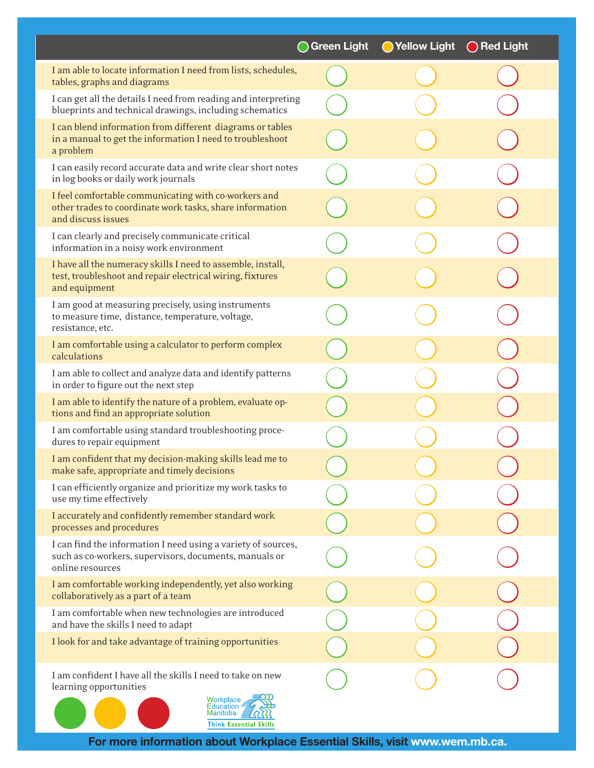| | Green Light | Yellow Light | Red Light |
|---|---|---|---|
| I am able to locate information I need from lists, schedules, tables, graphs and diagrams | ○ | ○ | ○ |
| I can get all the details I need from reading and interpreting blueprints and technical drawings, including schematics | ○ | ○ | ○ |
| I can blend information from different diagrams or tables in a manual to get the information I need to troubleshoot a problem | ○ | ○ | ○ |
| I can easily record accurate data and write clear short notes in log books or daily work journals | ○ | ○ | ○ |
| I feel comfortable communicating with co-workers and other trades to coordinate work tasks, share information and discuss issues | ○ | ○ | ○ |
| I can clearly and precisely communicate critical information in a noisy work environment | ○ | ○ | ○ |
| I have all the numeracy skills I need to assemble, install, test, troubleshoot and repair electrical wiring, fixtures and equipment | ○ | ○ | ○ |
| I am good at measuring precisely, using instruments to measure time, distance, temperature, voltage, resistance, etc. | ○ | ○ | ○ |
| I am comfortable using a calculator to perform complex calculations | ○ | ○ | ○ |
| I am able to collect and analyze data and identify patterns in order to figure out the next step | ○ | ○ | ○ |
| I am able to identify the nature of a problem, evaluate options and find an appropriate solution | ○ | ○ | ○ |
| I am comfortable using standard troubleshooting procedures to repair equipment | ○ | ○ | ○ |
| I am confident that my decision-making skills lead me to make safe, appropriate and timely decisions | ○ | ○ | ○ |
| I can efficiently organize and prioritize my work tasks to use my time effectively | ○ | ○ | ○ |
| I accurately and confidently remember standard work processes and procedures | ○ | ○ | ○ |
| I can find the information I need using a variety of sources, such as co-workers, supervisors, documents, manuals or online resources | ○ | ○ | ○ |
| I am comfortable working independently, yet also working collaboratively as a part of a team | ○ | ○ | ○ |
| I am comfortable when new technologies are introduced and have the skills I need to adapt | ○ | ○ | ○ |
| I look for and take advantage of training opportunities | ○ | ○ | ○ |
| I am confident I have all the skills I need to take on new learning opportunities | ○ | ○ | ○ |

Workplace Education Manitoba

Think Essential Skills

**For more information about Workplace Essential Skills, visit www.wem.mb.ca.**